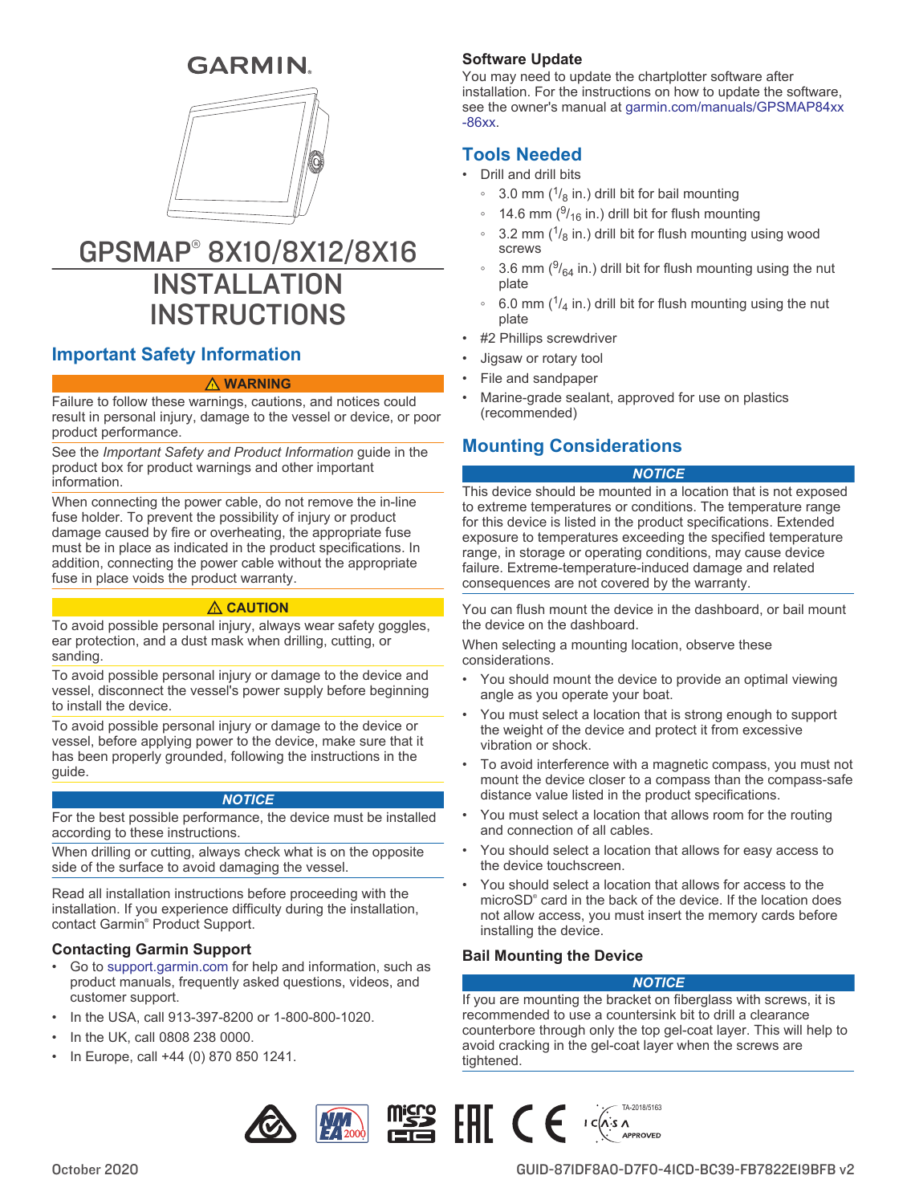GARMIN.

# GPSMAP® 8X10/8X12/8X16 INSTALLATION INSTRUCTIONS

## Important Safety Information

**⚠ WARNING**

Failure to follow these warnings, cautions, and notices could result in personal injury, damage to the vessel or device, or poor product performance.

See the *Important Safety and Product Information* guide in the product box for product warnings and other important information.

When connecting the power cable, do not remove the in-line fuse holder. To prevent the possibility of injury or product damage caused by fire or overheating, the appropriate fuse must be in place as indicated in the product specifications. In addition, connecting the power cable without the appropriate fuse in place voids the product warranty.

**⚠ CAUTION**

To avoid possible personal injury, always wear safety goggles, ear protection, and a dust mask when drilling, cutting, or sanding.

To avoid possible personal injury or damage to the device and vessel, disconnect the vessel's power supply before beginning to install the device.

To avoid possible personal injury or damage to the device or vessel, before applying power to the device, make sure that it has been properly grounded, following the instructions in the guide.

***NOTICE***

For the best possible performance, the device must be installed according to these instructions.

When drilling or cutting, always check what is on the opposite side of the surface to avoid damaging the vessel.

Read all installation instructions before proceeding with the installation. If you experience difficulty during the installation, contact Garmin® Product Support.

### Contacting Garmin Support

- Go to support.garmin.com for help and information, such as product manuals, frequently asked questions, videos, and customer support.
- In the USA, call 913-397-8200 or 1-800-800-1020.
- In the UK, call 0808 238 0000.
- In Europe, call +44 (0) 870 850 1241.

### Software Update

You may need to update the chartplotter software after installation. For the instructions on how to update the software, see the owner's manual at garmin.com/manuals/GPSMAP84xx-86xx.

## Tools Needed

- Drill and drill bits
  - 3.0 mm (1/8 in.) drill bit for bail mounting
  - 14.6 mm (9/16 in.) drill bit for flush mounting
  - 3.2 mm (1/8 in.) drill bit for flush mounting using wood screws
  - 3.6 mm (9/64 in.) drill bit for flush mounting using the nut plate
  - 6.0 mm (1/4 in.) drill bit for flush mounting using the nut plate
- #2 Phillips screwdriver
- Jigsaw or rotary tool
- File and sandpaper
- Marine-grade sealant, approved for use on plastics (recommended)

## Mounting Considerations

***NOTICE***

This device should be mounted in a location that is not exposed to extreme temperatures or conditions. The temperature range for this device is listed in the product specifications. Extended exposure to temperatures exceeding the specified temperature range, in storage or operating conditions, may cause device failure. Extreme-temperature-induced damage and related consequences are not covered by the warranty.

You can flush mount the device in the dashboard, or bail mount the device on the dashboard.

When selecting a mounting location, observe these considerations.

- You should mount the device to provide an optimal viewing angle as you operate your boat.
- You must select a location that is strong enough to support the weight of the device and protect it from excessive vibration or shock.
- To avoid interference with a magnetic compass, you must not mount the device closer to a compass than the compass-safe distance value listed in the product specifications.
- You must select a location that allows room for the routing and connection of all cables.
- You should select a location that allows for easy access to the device touchscreen.
- You should select a location that allows for access to the microSD® card in the back of the device. If the location does not allow access, you must insert the memory cards before installing the device.

### Bail Mounting the Device

***NOTICE***

If you are mounting the bracket on fiberglass with screws, it is recommended to use a countersink bit to drill a clearance counterbore through only the top gel-coat layer. This will help to avoid cracking in the gel-coat layer when the screws are tightened.

TA-2018/5163 APPROVED

October 2020

GUID-87IDF8A0-D7F0-4ICD-BC39-FB7822EI9BFB v2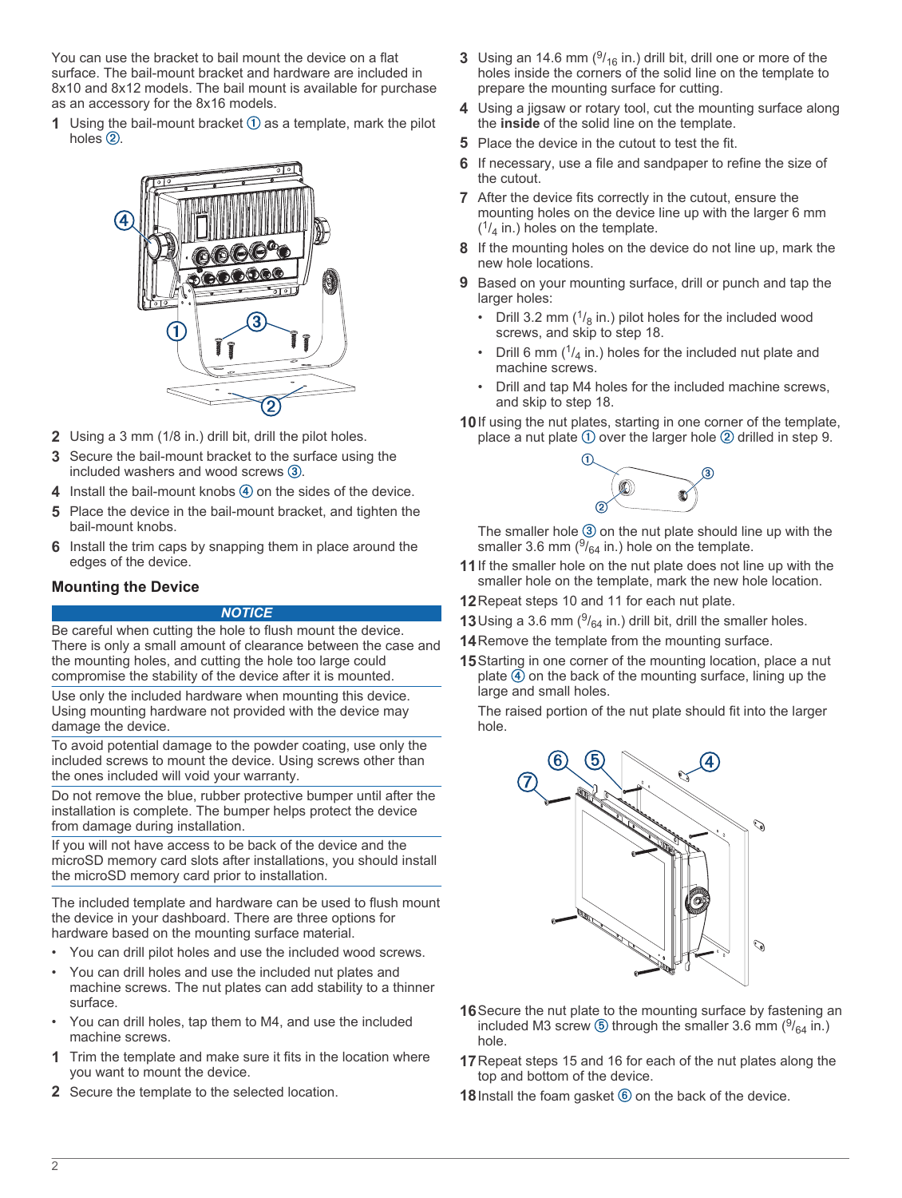You can use the bracket to bail mount the device on a flat surface. The bail-mount bracket and hardware are included in 8x10 and 8x12 models. The bail mount is available for purchase as an accessory for the 8x16 models.

1. Using the bail-mount bracket ① as a template, mark the pilot holes ②.
2. Using a 3 mm (1/8 in.) drill bit, drill the pilot holes.
3. Secure the bail-mount bracket to the surface using the included washers and wood screws ③.
4. Install the bail-mount knobs ④ on the sides of the device.
5. Place the device in the bail-mount bracket, and tighten the bail-mount knobs.
6. Install the trim caps by snapping them in place around the edges of the device.

### Mounting the Device

**NOTICE**

Be careful when cutting the hole to flush mount the device. There is only a small amount of clearance between the case and the mounting holes, and cutting the hole too large could compromise the stability of the device after it is mounted.

Use only the included hardware when mounting this device. Using mounting hardware not provided with the device may damage the device.

To avoid potential damage to the powder coating, use only the included screws to mount the device. Using screws other than the ones included will void your warranty.

Do not remove the blue, rubber protective bumper until after the installation is complete. The bumper helps protect the device from damage during installation.

If you will not have access to be back of the device and the microSD memory card slots after installations, you should install the microSD memory card prior to installation.

The included template and hardware can be used to flush mount the device in your dashboard. There are three options for hardware based on the mounting surface material.

- You can drill pilot holes and use the included wood screws.
- You can drill holes and use the included nut plates and machine screws. The nut plates can add stability to a thinner surface.
- You can drill holes, tap them to M4, and use the included machine screws.

1. Trim the template and make sure it fits in the location where you want to mount the device.
2. Secure the template to the selected location.
3. Using an 14.6 mm ($^{9}/_{16}$ in.) drill bit, drill one or more of the holes inside the corners of the solid line on the template to prepare the mounting surface for cutting.
4. Using a jigsaw or rotary tool, cut the mounting surface along the **inside** of the solid line on the template.
5. Place the device in the cutout to test the fit.
6. If necessary, use a file and sandpaper to refine the size of the cutout.
7. After the device fits correctly in the cutout, ensure the mounting holes on the device line up with the larger 6 mm ($^{1}/_{4}$ in.) holes on the template.
8. If the mounting holes on the device do not line up, mark the new hole locations.
9. Based on your mounting surface, drill or punch and tap the larger holes:
   - Drill 3.2 mm ($^{1}/_{8}$ in.) pilot holes for the included wood screws, and skip to step 18.
   - Drill 6 mm ($^{1}/_{4}$ in.) holes for the included nut plate and machine screws.
   - Drill and tap M4 holes for the included machine screws, and skip to step 18.
10. If using the nut plates, starting in one corner of the template, place a nut plate ① over the larger hole ② drilled in step 9.

    The smaller hole ③ on the nut plate should line up with the smaller 3.6 mm ($^{9}/_{64}$ in.) hole on the template.
11. If the smaller hole on the nut plate does not line up with the smaller hole on the template, mark the new hole location.
12. Repeat steps 10 and 11 for each nut plate.
13. Using a 3.6 mm ($^{9}/_{64}$ in.) drill bit, drill the smaller holes.
14. Remove the template from the mounting surface.
15. Starting in one corner of the mounting location, place a nut plate ④ on the back of the mounting surface, lining up the large and small holes.

    The raised portion of the nut plate should fit into the larger hole.
16. Secure the nut plate to the mounting surface by fastening an included M3 screw ⑤ through the smaller 3.6 mm ($^{9}/_{64}$ in.) hole.
17. Repeat steps 15 and 16 for each of the nut plates along the top and bottom of the device.
18. Install the foam gasket ⑥ on the back of the device.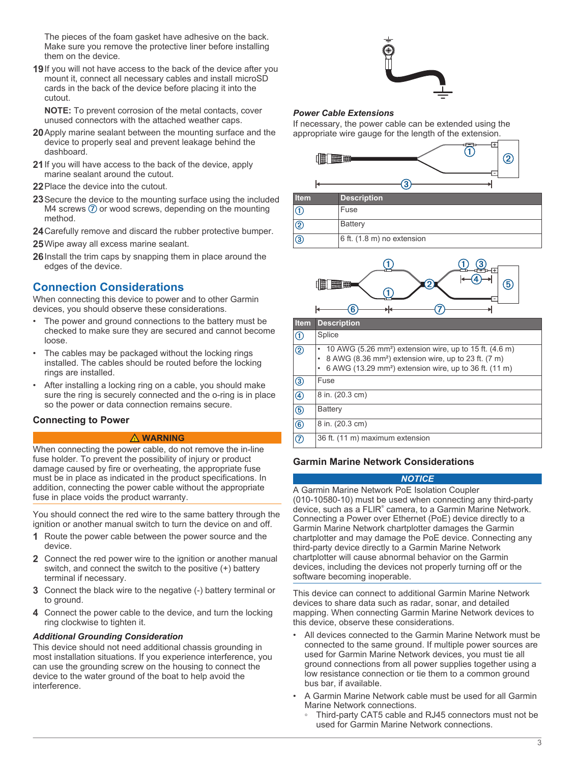The pieces of the foam gasket have adhesive on the back. Make sure you remove the protective liner before installing them on the device.

19 If you will not have access to the back of the device after you mount it, connect all necessary cables and install microSD cards in the back of the device before placing it into the cutout.

**NOTE:** To prevent corrosion of the metal contacts, cover unused connectors with the attached weather caps.

20 Apply marine sealant between the mounting surface and the device to properly seal and prevent leakage behind the dashboard.

21 If you will have access to the back of the device, apply marine sealant around the cutout.

22 Place the device into the cutout.

23 Secure the device to the mounting surface using the included M4 screws ⑦ or wood screws, depending on the mounting method.

24 Carefully remove and discard the rubber protective bumper.

25 Wipe away all excess marine sealant.

26 Install the trim caps by snapping them in place around the edges of the device.

## Connection Considerations

When connecting this device to power and to other Garmin devices, you should observe these considerations.

- The power and ground connections to the battery must be checked to make sure they are secured and cannot become loose.
- The cables may be packaged without the locking rings installed. The cables should be routed before the locking rings are installed.
- After installing a locking ring on a cable, you should make sure the ring is securely connected and the o-ring is in place so the power or data connection remains secure.

### Connecting to Power

**⚠ WARNING**

When connecting the power cable, do not remove the in-line fuse holder. To prevent the possibility of injury or product damage caused by fire or overheating, the appropriate fuse must be in place as indicated in the product specifications. In addition, connecting the power cable without the appropriate fuse in place voids the product warranty.

You should connect the red wire to the same battery through the ignition or another manual switch to turn the device on and off.

1 Route the power cable between the power source and the device.

2 Connect the red power wire to the ignition or another manual switch, and connect the switch to the positive (+) battery terminal if necessary.

3 Connect the black wire to the negative (-) battery terminal or to ground.

4 Connect the power cable to the device, and turn the locking ring clockwise to tighten it.

#### *Additional Grounding Consideration*

This device should not need additional chassis grounding in most installation situations. If you experience interference, you can use the grounding screw on the housing to connect the device to the water ground of the boat to help avoid the interference.

#### *Power Cable Extensions*

If necessary, the power cable can be extended using the appropriate wire gauge for the length of the extension.

| Item | Description |
|---|---|
| ① | Fuse |
| ② | Battery |
| ③ | 6 ft. (1.8 m) no extension |

| Item | Description |
|---|---|
| ① | Splice |
| ② | • 10 AWG (5.26 mm²) extension wire, up to 15 ft. (4.6 m)<br>• 8 AWG (8.36 mm²) extension wire, up to 23 ft. (7 m)<br>• 6 AWG (13.29 mm²) extension wire, up to 36 ft. (11 m) |
| ③ | Fuse |
| ④ | 8 in. (20.3 cm) |
| ⑤ | Battery |
| ⑥ | 8 in. (20.3 cm) |
| ⑦ | 36 ft. (11 m) maximum extension |

### Garmin Marine Network Considerations

***NOTICE***

A Garmin Marine Network PoE Isolation Coupler (010-10580-10) must be used when connecting any third-party device, such as a FLIR® camera, to a Garmin Marine Network. Connecting a Power over Ethernet (PoE) device directly to a Garmin Marine Network chartplotter damages the Garmin chartplotter and may damage the PoE device. Connecting any third-party device directly to a Garmin Marine Network chartplotter will cause abnormal behavior on the Garmin devices, including the devices not properly turning off or the software becoming inoperable.

This device can connect to additional Garmin Marine Network devices to share data such as radar, sonar, and detailed mapping. When connecting Garmin Marine Network devices to this device, observe these considerations.

- All devices connected to the Garmin Marine Network must be connected to the same ground. If multiple power sources are used for Garmin Marine Network devices, you must tie all ground connections from all power supplies together using a low resistance connection or tie them to a common ground bus bar, if available.
- A Garmin Marine Network cable must be used for all Garmin Marine Network connections.
    - Third-party CAT5 cable and RJ45 connectors must not be used for Garmin Marine Network connections.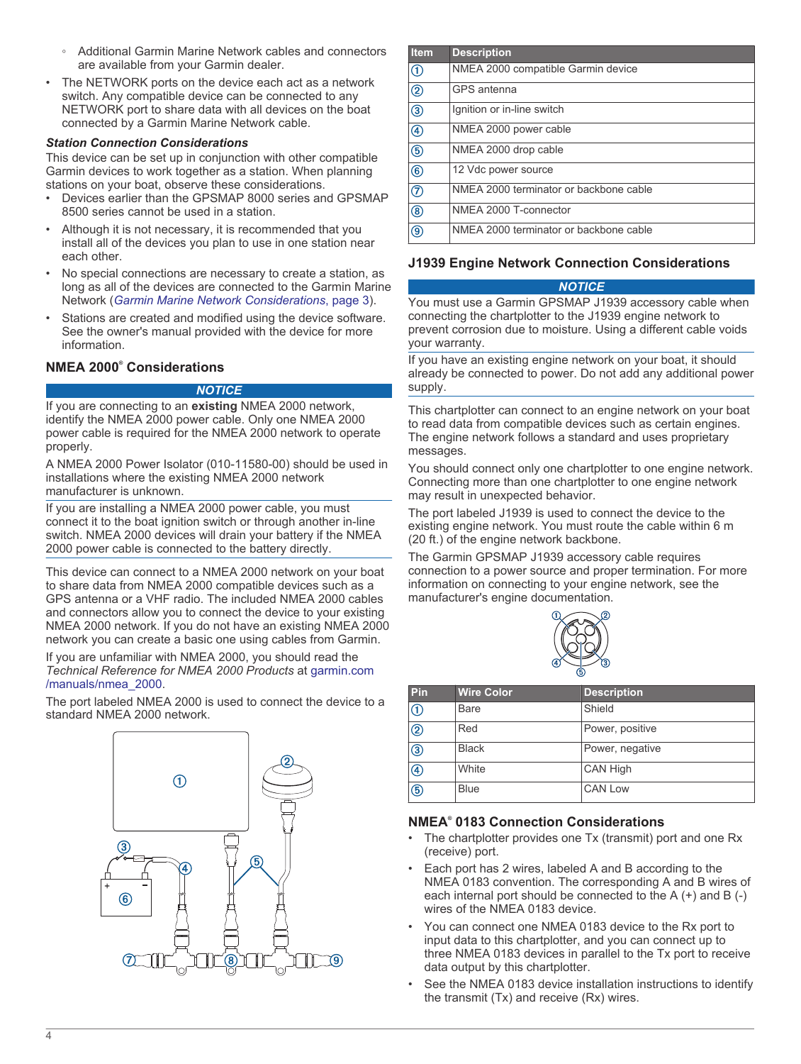- Additional Garmin Marine Network cables and connectors are available from your Garmin dealer.
- The NETWORK ports on the device each act as a network switch. Any compatible device can be connected to any NETWORK port to share data with all devices on the boat connected by a Garmin Marine Network cable.

#### Station Connection Considerations

This device can be set up in conjunction with other compatible Garmin devices to work together as a station. When planning stations on your boat, observe these considerations.

- Devices earlier than the GPSMAP 8000 series and GPSMAP 8500 series cannot be used in a station.
- Although it is not necessary, it is recommended that you install all of the devices you plan to use in one station near each other.
- No special connections are necessary to create a station, as long as all of the devices are connected to the Garmin Marine Network (*Garmin Marine Network Considerations*, page 3).
- Stations are created and modified using the device software. See the owner's manual provided with the device for more information.

### NMEA 2000® Considerations

**NOTICE**

If you are connecting to an **existing** NMEA 2000 network, identify the NMEA 2000 power cable. Only one NMEA 2000 power cable is required for the NMEA 2000 network to operate properly.

A NMEA 2000 Power Isolator (010-11580-00) should be used in installations where the existing NMEA 2000 network manufacturer is unknown.

If you are installing a NMEA 2000 power cable, you must connect it to the boat ignition switch or through another in-line switch. NMEA 2000 devices will drain your battery if the NMEA 2000 power cable is connected to the battery directly.

This device can connect to a NMEA 2000 network on your boat to share data from NMEA 2000 compatible devices such as a GPS antenna or a VHF radio. The included NMEA 2000 cables and connectors allow you to connect the device to your existing NMEA 2000 network. If you do not have an existing NMEA 2000 network you can create a basic one using cables from Garmin.

If you are unfamiliar with NMEA 2000, you should read the *Technical Reference for NMEA 2000 Products* at garmin.com/manuals/nmea_2000.

The port labeled NMEA 2000 is used to connect the device to a standard NMEA 2000 network.

| Item | Description |
|---|---|
| ① | NMEA 2000 compatible Garmin device |
| ② | GPS antenna |
| ③ | Ignition or in-line switch |
| ④ | NMEA 2000 power cable |
| ⑤ | NMEA 2000 drop cable |
| ⑥ | 12 Vdc power source |
| ⑦ | NMEA 2000 terminator or backbone cable |
| ⑧ | NMEA 2000 T-connector |
| ⑨ | NMEA 2000 terminator or backbone cable |

### J1939 Engine Network Connection Considerations

**NOTICE**

You must use a Garmin GPSMAP J1939 accessory cable when connecting the chartplotter to the J1939 engine network to prevent corrosion due to moisture. Using a different cable voids your warranty.

If you have an existing engine network on your boat, it should already be connected to power. Do not add any additional power supply.

This chartplotter can connect to an engine network on your boat to read data from compatible devices such as certain engines. The engine network follows a standard and uses proprietary messages.

You should connect only one chartplotter to one engine network. Connecting more than one chartplotter to one engine network may result in unexpected behavior.

The port labeled J1939 is used to connect the device to the existing engine network. You must route the cable within 6 m (20 ft.) of the engine network backbone.

The Garmin GPSMAP J1939 accessory cable requires connection to a power source and proper termination. For more information on connecting to your engine network, see the manufacturer's engine documentation.

| Pin | Wire Color | Description |
|---|---|---|
| ① | Bare | Shield |
| ② | Red | Power, positive |
| ③ | Black | Power, negative |
| ④ | White | CAN High |
| ⑤ | Blue | CAN Low |

### NMEA® 0183 Connection Considerations

- The chartplotter provides one Tx (transmit) port and one Rx (receive) port.
- Each port has 2 wires, labeled A and B according to the NMEA 0183 convention. The corresponding A and B wires of each internal port should be connected to the A (+) and B (-) wires of the NMEA 0183 device.
- You can connect one NMEA 0183 device to the Rx port to input data to this chartplotter, and you can connect up to three NMEA 0183 devices in parallel to the Tx port to receive data output by this chartplotter.
- See the NMEA 0183 device installation instructions to identify the transmit (Tx) and receive (Rx) wires.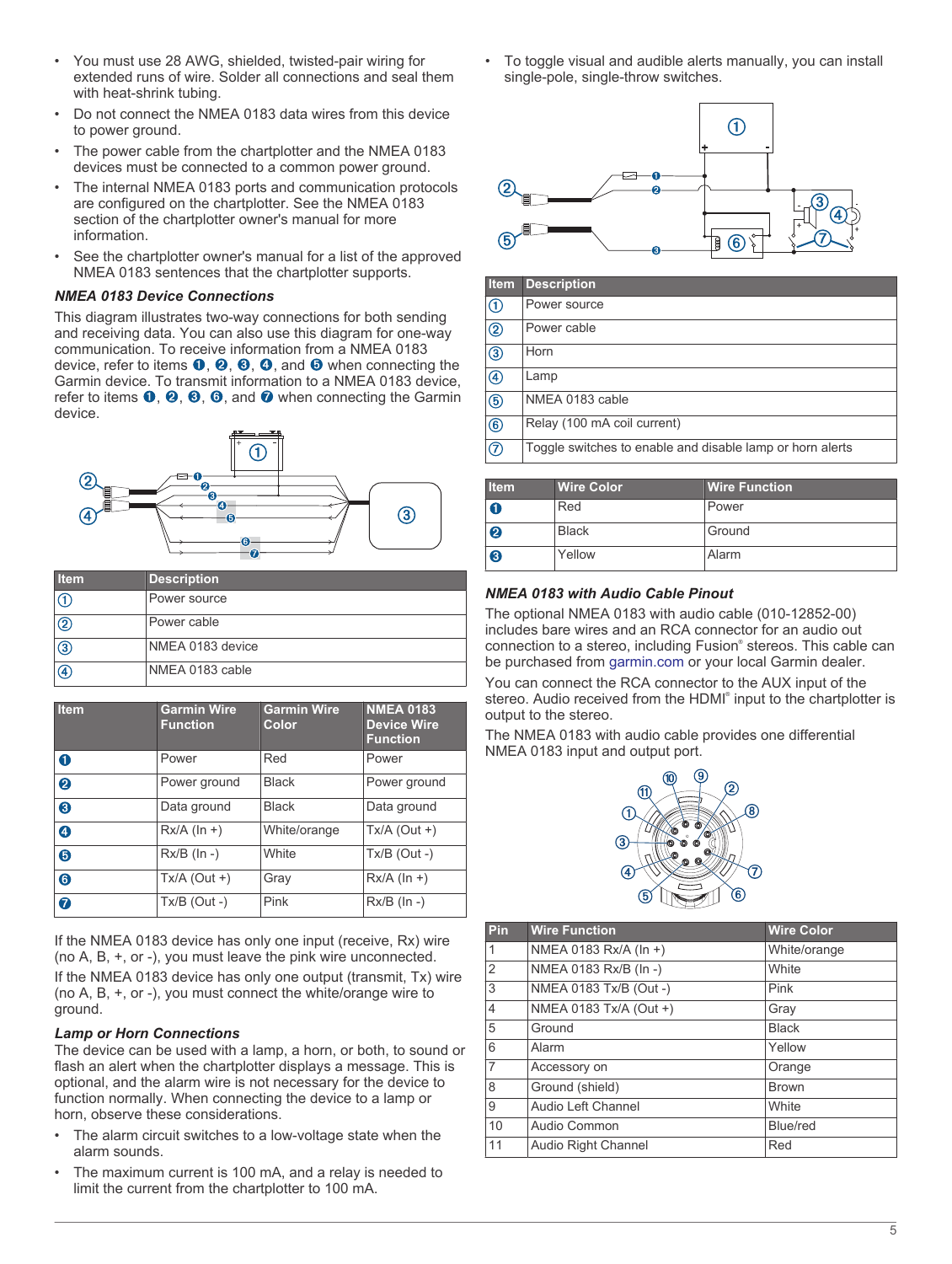- You must use 28 AWG, shielded, twisted-pair wiring for extended runs of wire. Solder all connections and seal them with heat-shrink tubing.
- Do not connect the NMEA 0183 data wires from this device to power ground.
- The power cable from the chartplotter and the NMEA 0183 devices must be connected to a common power ground.
- The internal NMEA 0183 ports and communication protocols are configured on the chartplotter. See the NMEA 0183 section of the chartplotter owner's manual for more information.
- See the chartplotter owner's manual for a list of the approved NMEA 0183 sentences that the chartplotter supports.

### *NMEA 0183 Device Connections*

This diagram illustrates two-way connections for both sending and receiving data. You can also use this diagram for one-way communication. To receive information from a NMEA 0183 device, refer to items ❶, ❷, ❸, ❹, and ❺ when connecting the Garmin device. To transmit information to a NMEA 0183 device, refer to items ❶, ❷, ❸, ❻, and ❼ when connecting the Garmin device.

| Item | Description |
|---|---|
| ① | Power source |
| ② | Power cable |
| ③ | NMEA 0183 device |
| ④ | NMEA 0183 cable |

| Item | Garmin Wire Function | Garmin Wire Color | NMEA 0183 Device Wire Function |
|---|---|---|---|
| ❶ | Power | Red | Power |
| ❷ | Power ground | Black | Power ground |
| ❸ | Data ground | Black | Data ground |
| ❹ | Rx/A (In +) | White/orange | Tx/A (Out +) |
| ❺ | Rx/B (In -) | White | Tx/B (Out -) |
| ❻ | Tx/A (Out +) | Gray | Rx/A (In +) |
| ❼ | Tx/B (Out -) | Pink | Rx/B (In -) |

If the NMEA 0183 device has only one input (receive, Rx) wire (no A, B, +, or -), you must leave the pink wire unconnected.

If the NMEA 0183 device has only one output (transmit, Tx) wire (no A, B, +, or -), you must connect the white/orange wire to ground.

### *Lamp or Horn Connections*

The device can be used with a lamp, a horn, or both, to sound or flash an alert when the chartplotter displays a message. This is optional, and the alarm wire is not necessary for the device to function normally. When connecting the device to a lamp or horn, observe these considerations.

- The alarm circuit switches to a low-voltage state when the alarm sounds.
- The maximum current is 100 mA, and a relay is needed to limit the current from the chartplotter to 100 mA.
- To toggle visual and audible alerts manually, you can install single-pole, single-throw switches.

| Item | Description |
|---|---|
| ① | Power source |
| ② | Power cable |
| ③ | Horn |
| ④ | Lamp |
| ⑤ | NMEA 0183 cable |
| ⑥ | Relay (100 mA coil current) |
| ⑦ | Toggle switches to enable and disable lamp or horn alerts |

| Item | Wire Color | Wire Function |
|---|---|---|
| ❶ | Red | Power |
| ❷ | Black | Ground |
| ❸ | Yellow | Alarm |

### *NMEA 0183 with Audio Cable Pinout*

The optional NMEA 0183 with audio cable (010-12852-00) includes bare wires and an RCA connector for an audio out connection to a stereo, including Fusion® stereos. This cable can be purchased from garmin.com or your local Garmin dealer.

You can connect the RCA connector to the AUX input of the stereo. Audio received from the HDMI® input to the chartplotter is output to the stereo.

The NMEA 0183 with audio cable provides one differential NMEA 0183 input and output port.

| Pin | Wire Function | Wire Color |
|---|---|---|
| 1 | NMEA 0183 Rx/A (In +) | White/orange |
| 2 | NMEA 0183 Rx/B (In -) | White |
| 3 | NMEA 0183 Tx/B (Out -) | Pink |
| 4 | NMEA 0183 Tx/A (Out +) | Gray |
| 5 | Ground | Black |
| 6 | Alarm | Yellow |
| 7 | Accessory on | Orange |
| 8 | Ground (shield) | Brown |
| 9 | Audio Left Channel | White |
| 10 | Audio Common | Blue/red |
| 11 | Audio Right Channel | Red |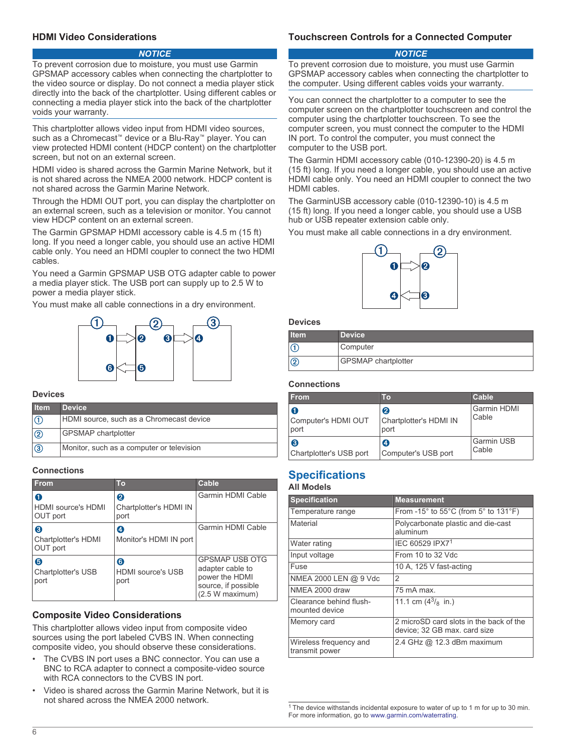### HDMI Video Considerations

*NOTICE*

To prevent corrosion due to moisture, you must use Garmin GPSMAP accessory cables when connecting the chartplotter to the video source or display. Do not connect a media player stick directly into the back of the chartplotter. Using different cables or connecting a media player stick into the back of the chartplotter voids your warranty.

This chartplotter allows video input from HDMI video sources, such as a Chromecast™ device or a Blu-Ray™ player. You can view protected HDMI content (HDCP content) on the chartplotter screen, but not on an external screen.

HDMI video is shared across the Garmin Marine Network, but it is not shared across the NMEA 2000 network. HDCP content is not shared across the Garmin Marine Network.

Through the HDMI OUT port, you can display the chartplotter on an external screen, such as a television or monitor. You cannot view HDCP content on an external screen.

The Garmin GPSMAP HDMI accessory cable is 4.5 m (15 ft) long. If you need a longer cable, you should use an active HDMI cable only. You need an HDMI coupler to connect the two HDMI cables.

You need a Garmin GPSMAP USB OTG adapter cable to power a media player stick. The USB port can supply up to 2.5 W to power a media player stick.

You must make all cable connections in a dry environment.

#### Devices

| Item | Device |
|---|---|
| ① | HDMI source, such as a Chromecast device |
| ② | GPSMAP chartplotter |
| ③ | Monitor, such as a computer or television |

#### Connections

| From | To | Cable |
|---|---|---|
| ❶ HDMI source's HDMI OUT port | ❷ Chartplotter's HDMI IN port | Garmin HDMI Cable |
| ❸ Chartplotter's HDMI OUT port | ❹ Monitor's HDMI IN port | Garmin HDMI Cable |
| ❺ Chartplotter's USB port | ❻ HDMI source's USB port | GPSMAP USB OTG adapter cable to power the HDMI source, if possible (2.5 W maximum) |

### Composite Video Considerations

This chartplotter allows video input from composite video sources using the port labeled CVBS IN. When connecting composite video, you should observe these considerations.

- The CVBS IN port uses a BNC connector. You can use a BNC to RCA adapter to connect a composite-video source with RCA connectors to the CVBS IN port.
- Video is shared across the Garmin Marine Network, but it is not shared across the NMEA 2000 network.

### Touchscreen Controls for a Connected Computer

*NOTICE*

To prevent corrosion due to moisture, you must use Garmin GPSMAP accessory cables when connecting the chartplotter to the computer. Using different cables voids your warranty.

You can connect the chartplotter to a computer to see the computer screen on the chartplotter touchscreen and control the computer using the chartplotter touchscreen. To see the computer screen, you must connect the computer to the HDMI IN port. To control the computer, you must connect the computer to the USB port.

The Garmin HDMI accessory cable (010-12390-20) is 4.5 m (15 ft) long. If you need a longer cable, you should use an active HDMI cable only. You need an HDMI coupler to connect the two HDMI cables.

The GarminUSB accessory cable (010-12390-10) is 4.5 m (15 ft) long. If you need a longer cable, you should use a USB hub or USB repeater extension cable only.

You must make all cable connections in a dry environment.

#### Devices

| Item | Device |
|---|---|
| ① | Computer |
| ② | GPSMAP chartplotter |

#### Connections

| From | To | Cable |
|---|---|---|
| ❶ Computer's HDMI OUT port | ❷ Chartplotter's HDMI IN port | Garmin HDMI Cable |
| ❸ Chartplotter's USB port | ❹ Computer's USB port | Garmin USB Cable |

## Specifications

### All Models

| Specification | Measurement |
|---|---|
| Temperature range | From -15° to 55°C (from 5° to 131°F) |
| Material | Polycarbonate plastic and die-cast aluminum |
| Water rating | IEC 60529 IPX7[1] |
| Input voltage | From 10 to 32 Vdc |
| Fuse | 10 A, 125 V fast-acting |
| NMEA 2000 LEN @ 9 Vdc | 2 |
| NMEA 2000 draw | 75 mA max. |
| Clearance behind flush-mounted device | 11.1 cm ($4^3/_8$ in.) |
| Memory card | 2 microSD card slots in the back of the device; 32 GB max. card size |
| Wireless frequency and transmit power | 2.4 GHz @ 12.3 dBm maximum |

[1] The device withstands incidental exposure to water of up to 1 m for up to 30 min. For more information, go to www.garmin.com/waterrating.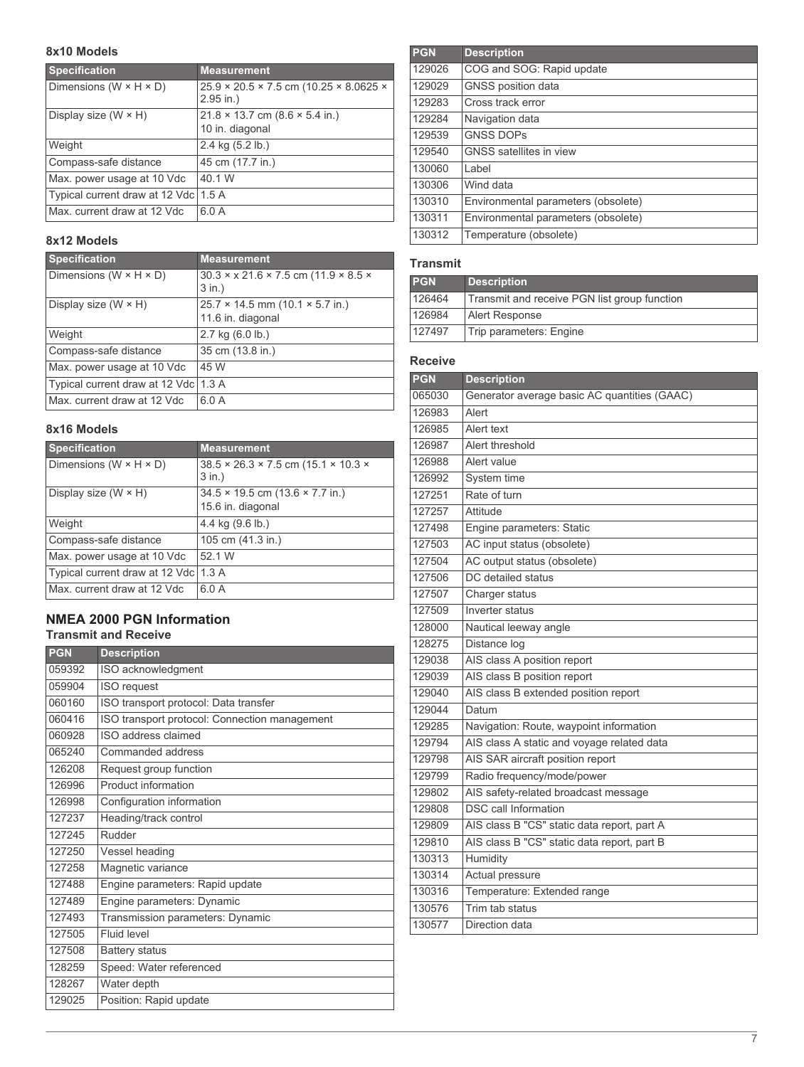### 8x10 Models

| Specification | Measurement |
|---|---|
| Dimensions (W × H × D) | 25.9 × 20.5 × 7.5 cm (10.25 × 8.0625 × 2.95 in.) |
| Display size (W × H) | 21.8 × 13.7 cm (8.6 × 5.4 in.) 10 in. diagonal |
| Weight | 2.4 kg (5.2 lb.) |
| Compass-safe distance | 45 cm (17.7 in.) |
| Max. power usage at 10 Vdc | 40.1 W |
| Typical current draw at 12 Vdc | 1.5 A |
| Max. current draw at 12 Vdc | 6.0 A |

### 8x12 Models

| Specification | Measurement |
|---|---|
| Dimensions (W × H × D) | 30.3 × x 21.6 × 7.5 cm (11.9 × 8.5 × 3 in.) |
| Display size (W × H) | 25.7 × 14.5 mm (10.1 × 5.7 in.) 11.6 in. diagonal |
| Weight | 2.7 kg (6.0 lb.) |
| Compass-safe distance | 35 cm (13.8 in.) |
| Max. power usage at 10 Vdc | 45 W |
| Typical current draw at 12 Vdc | 1.3 A |
| Max. current draw at 12 Vdc | 6.0 A |

### 8x16 Models

| Specification | Measurement |
|---|---|
| Dimensions (W × H × D) | 38.5 × 26.3 × 7.5 cm (15.1 × 10.3 × 3 in.) |
| Display size (W × H) | 34.5 × 19.5 cm (13.6 × 7.7 in.) 15.6 in. diagonal |
| Weight | 4.4 kg (9.6 lb.) |
| Compass-safe distance | 105 cm (41.3 in.) |
| Max. power usage at 10 Vdc | 52.1 W |
| Typical current draw at 12 Vdc | 1.3 A |
| Max. current draw at 12 Vdc | 6.0 A |

## NMEA 2000 PGN Information

### Transmit and Receive

| PGN | Description |
|---|---|
| 059392 | ISO acknowledgment |
| 059904 | ISO request |
| 060160 | ISO transport protocol: Data transfer |
| 060416 | ISO transport protocol: Connection management |
| 060928 | ISO address claimed |
| 065240 | Commanded address |
| 126208 | Request group function |
| 126996 | Product information |
| 126998 | Configuration information |
| 127237 | Heading/track control |
| 127245 | Rudder |
| 127250 | Vessel heading |
| 127258 | Magnetic variance |
| 127488 | Engine parameters: Rapid update |
| 127489 | Engine parameters: Dynamic |
| 127493 | Transmission parameters: Dynamic |
| 127505 | Fluid level |
| 127508 | Battery status |
| 128259 | Speed: Water referenced |
| 128267 | Water depth |
| 129025 | Position: Rapid update |
| 129026 | COG and SOG: Rapid update |
| 129029 | GNSS position data |
| 129283 | Cross track error |
| 129284 | Navigation data |
| 129539 | GNSS DOPs |
| 129540 | GNSS satellites in view |
| 130060 | Label |
| 130306 | Wind data |
| 130310 | Environmental parameters (obsolete) |
| 130311 | Environmental parameters (obsolete) |
| 130312 | Temperature (obsolete) |

### Transmit

| PGN | Description |
|---|---|
| 126464 | Transmit and receive PGN list group function |
| 126984 | Alert Response |
| 127497 | Trip parameters: Engine |

### Receive

| PGN | Description |
|---|---|
| 065030 | Generator average basic AC quantities (GAAC) |
| 126983 | Alert |
| 126985 | Alert text |
| 126987 | Alert threshold |
| 126988 | Alert value |
| 126992 | System time |
| 127251 | Rate of turn |
| 127257 | Attitude |
| 127498 | Engine parameters: Static |
| 127503 | AC input status (obsolete) |
| 127504 | AC output status (obsolete) |
| 127506 | DC detailed status |
| 127507 | Charger status |
| 127509 | Inverter status |
| 128000 | Nautical leeway angle |
| 128275 | Distance log |
| 129038 | AIS class A position report |
| 129039 | AIS class B position report |
| 129040 | AIS class B extended position report |
| 129044 | Datum |
| 129285 | Navigation: Route, waypoint information |
| 129794 | AIS class A static and voyage related data |
| 129798 | AIS SAR aircraft position report |
| 129799 | Radio frequency/mode/power |
| 129802 | AIS safety-related broadcast message |
| 129808 | DSC call Information |
| 129809 | AIS class B "CS" static data report, part A |
| 129810 | AIS class B "CS" static data report, part B |
| 130313 | Humidity |
| 130314 | Actual pressure |
| 130316 | Temperature: Extended range |
| 130576 | Trim tab status |
| 130577 | Direction data |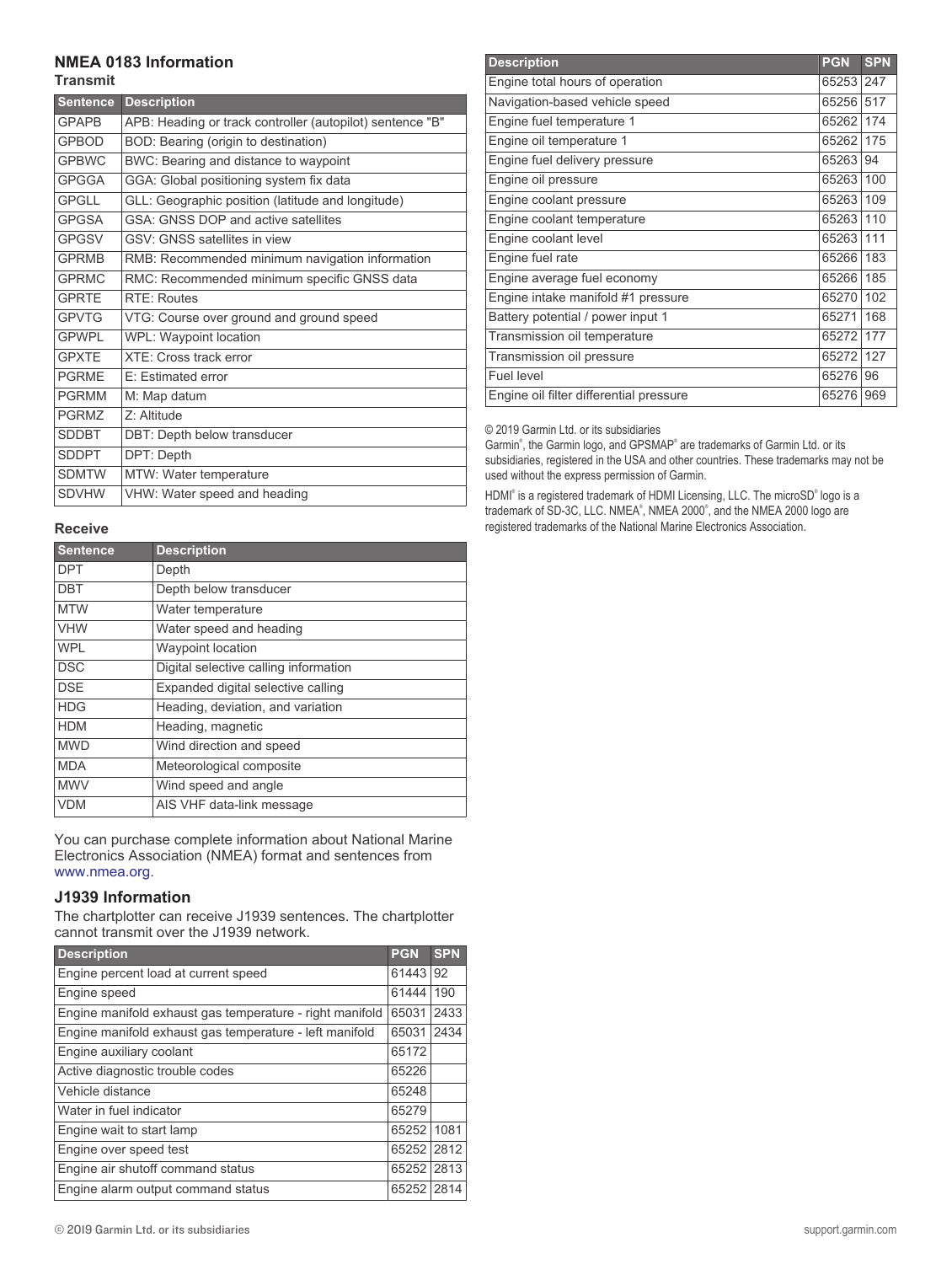## NMEA 0183 Information

### Transmit

| Sentence | Description |
|---|---|
| GPAPB | APB: Heading or track controller (autopilot) sentence "B" |
| GPBOD | BOD: Bearing (origin to destination) |
| GPBWC | BWC: Bearing and distance to waypoint |
| GPGGA | GGA: Global positioning system fix data |
| GPGLL | GLL: Geographic position (latitude and longitude) |
| GPGSA | GSA: GNSS DOP and active satellites |
| GPGSV | GSV: GNSS satellites in view |
| GPRMB | RMB: Recommended minimum navigation information |
| GPRMC | RMC: Recommended minimum specific GNSS data |
| GPRTE | RTE: Routes |
| GPVTG | VTG: Course over ground and ground speed |
| GPWPL | WPL: Waypoint location |
| GPXTE | XTE: Cross track error |
| PGRME | E: Estimated error |
| PGRMM | M: Map datum |
| PGRMZ | Z: Altitude |
| SDDBT | DBT: Depth below transducer |
| SDDPT | DPT: Depth |
| SDMTW | MTW: Water temperature |
| SDVHW | VHW: Water speed and heading |

### Receive

| Sentence | Description |
|---|---|
| DPT | Depth |
| DBT | Depth below transducer |
| MTW | Water temperature |
| VHW | Water speed and heading |
| WPL | Waypoint location |
| DSC | Digital selective calling information |
| DSE | Expanded digital selective calling |
| HDG | Heading, deviation, and variation |
| HDM | Heading, magnetic |
| MWD | Wind direction and speed |
| MDA | Meteorological composite |
| MWV | Wind speed and angle |
| VDM | AIS VHF data-link message |

You can purchase complete information about National Marine Electronics Association (NMEA) format and sentences from www.nmea.org.

## J1939 Information

The chartplotter can receive J1939 sentences. The chartplotter cannot transmit over the J1939 network.

| Description | PGN | SPN |
|---|---|---|
| Engine percent load at current speed | 61443 | 92 |
| Engine speed | 61444 | 190 |
| Engine manifold exhaust gas temperature - right manifold | 65031 | 2433 |
| Engine manifold exhaust gas temperature - left manifold | 65031 | 2434 |
| Engine auxiliary coolant | 65172 | |
| Active diagnostic trouble codes | 65226 | |
| Vehicle distance | 65248 | |
| Water in fuel indicator | 65279 | |
| Engine wait to start lamp | 65252 | 1081 |
| Engine over speed test | 65252 | 2812 |
| Engine air shutoff command status | 65252 | 2813 |
| Engine alarm output command status | 65252 | 2814 |
| Engine total hours of operation | 65253 | 247 |
| Navigation-based vehicle speed | 65256 | 517 |
| Engine fuel temperature 1 | 65262 | 174 |
| Engine oil temperature 1 | 65262 | 175 |
| Engine fuel delivery pressure | 65263 | 94 |
| Engine oil pressure | 65263 | 100 |
| Engine coolant pressure | 65263 | 109 |
| Engine coolant temperature | 65263 | 110 |
| Engine coolant level | 65263 | 111 |
| Engine fuel rate | 65266 | 183 |
| Engine average fuel economy | 65266 | 185 |
| Engine intake manifold #1 pressure | 65270 | 102 |
| Battery potential / power input 1 | 65271 | 168 |
| Transmission oil temperature | 65272 | 177 |
| Transmission oil pressure | 65272 | 127 |
| Fuel level | 65276 | 96 |
| Engine oil filter differential pressure | 65276 | 969 |

© 2019 Garmin Ltd. or its subsidiaries

Garmin®, the Garmin logo, and GPSMAP® are trademarks of Garmin Ltd. or its subsidiaries, registered in the USA and other countries. These trademarks may not be used without the express permission of Garmin.

HDMI® is a registered trademark of HDMI Licensing, LLC. The microSD® logo is a trademark of SD-3C, LLC. NMEA®, NMEA 2000®, and the NMEA 2000 logo are registered trademarks of the National Marine Electronics Association.